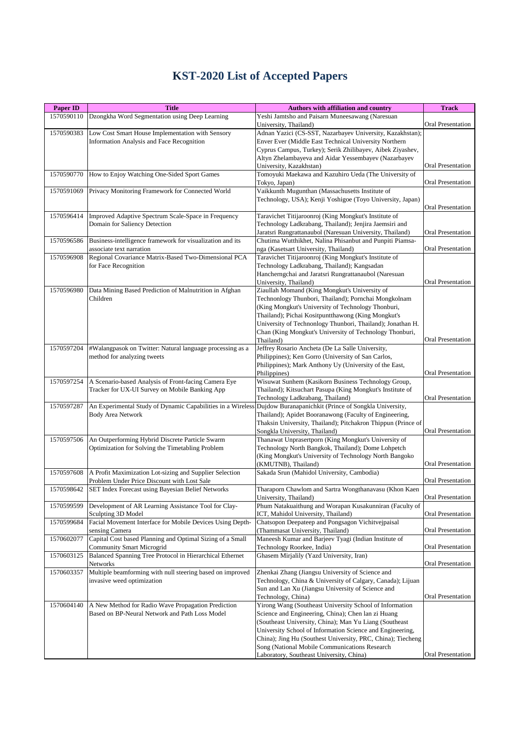# KST-2020 List of Accepted Papers

| Paper ID | Title | Authors with affiliation and country | Track |
|---|---|---|---|
| 1570590110 | Dzongkha Word Segmentation using Deep Learning | Yeshi Jamtsho and Paisarn Muneesawang (Naresuan University, Thailand) | Oral Presentation |
| 1570590383 | Low Cost Smart House Implementation with Sensory Information Analysis and Face Recognition | Adnan Yazici (CS-SST, Nazarbayev University, Kazakhstan); Enver Ever (Middle East Technical University Northern Cyprus Campus, Turkey); Serik Zhilibayev, Aibek Ziyashev, Altyn Zhelambayeva and Aidar Yessembayev (Nazarbayev University, Kazakhstan) | Oral Presentation |
| 1570590770 | How to Enjoy Watching One-Sided Sport Games | Tomoyuki Maekawa and Kazuhiro Ueda (The University of Tokyo, Japan) | Oral Presentation |
| 1570591069 | Privacy Monitoring Framework for Connected World | Vaikkunth Mugunthan (Massachusetts Institute of Technology, USA); Kenji Yoshigoe (Toyo University, Japan) | Oral Presentation |
| 1570596414 | Improved Adaptive Spectrum Scale-Space in Frequency Domain for Saliency Detection | Taravichet Titijaroonroj (King Mongkut's Institute of Technology Ladkrabang, Thailand); Jenjira Jaemsiri and Jaratsri Rungrattanaubol (Naresuan University, Thailand) | Oral Presentation |
| 1570596586 | Business-intelligence framework for visualization and its associate text narration | Chutima Wutthikhet, Nalina Phisanbut and Punpiti Piamsa-nga (Kasetsart University, Thailand) | Oral Presentation |
| 1570596908 | Regional Covariance Matrix-Based Two-Dimensional PCA for Face Recognition | Taravichet Titijaroonroj (King Mongkut's Institute of Technology Ladkrabang, Thailand); Kangsadan Hancherngchai and Jaratsri Rungrattanaubol (Naresuan University, Thailand) | Oral Presentation |
| 1570596980 | Data Mining Based Prediction of Malnutrition in Afghan Children | Ziaullah Momand (King Mongkut's University of Technonlogy Thunbori, Thailand); Pornchai Mongkolnam (King Mongkut's University of Technology Thonburi, Thailand); Pichai Kositpuntthawong (King Mongkut's University of Technonlogy Thunbori, Thailand); Jonathan H. Chan (King Mongkut's University of Technology Thonburi, Thailand) | Oral Presentation |
| 1570597204 | #Walangpasok on Twitter: Natural language processing as a method for analyzing tweets | Jeffrey Rosario Ancheta (De La Salle University, Philippines); Ken Gorro (University of San Carlos, Philippines); Mark Anthony Uy (University of the East, Philippines) | Oral Presentation |
| 1570597254 | A Scenario-based Analysis of Front-facing Camera Eye Tracker for UX-UI Survey on Mobile Banking App | Wisuwat Sunhem (Kasikorn Business Technology Group, Thailand); Kitsuchart Pasupa (King Mongkut's Institute of Technology Ladkrabang, Thailand) | Oral Presentation |
| 1570597287 | An Experimental Study of Dynamic Capabilities in a Wireless Body Area Network | Dujdow Buranapanichkit (Prince of Songkla University, Thailand); Apidet Booranawong (Faculty of Engineering, Thaksin University, Thailand); Pitchakron Thippun (Prince of Songkla University, Thailand) | Oral Presentation |
| 1570597506 | An Outperforming Hybrid Discrete Particle Swarm Optimization for Solving the Timetabling Problem | Thanawat Unprasertporn (King Mongkut's University of Technology North Bangkok, Thailand); Dome Lohpetch (King Mongkut's University of Technology North Bangoko (KMUTNB), Thailand) | Oral Presentation |
| 1570597608 | A Profit Maximization Lot-sizing and Supplier Selection Problem Under Price Discount with Lost Sale | Sakada Srun (Mahidol University, Cambodia) | Oral Presentation |
| 1570598642 | SET Index Forecast using Bayesian Belief Networks | Tharaporn Chawlom and Sartra Wongthanavasu (Khon Kaen University, Thailand) | Oral Presentation |
| 1570599599 | Development of AR Learning Assistance Tool for Clay-Sculpting 3D Model | Phum Natakuaithung and Worapan Kusakunniran (Faculty of ICT, Mahidol University, Thailand) | Oral Presentation |
| 1570599684 | Facial Movement Interface for Mobile Devices Using Depth-sensing Camera | Chatsopon Deepateep and Pongsagon Vichitvejpaisal (Thammasat University, Thailand) | Oral Presentation |
| 1570602077 | Capital Cost based Planning and Optimal Sizing of a Small Community Smart Microgrid | Maneesh Kumar and Barjeev Tyagi (Indian Institute of Technology Roorkee, India) | Oral Presentation |
| 1570603125 | Balanced Spanning Tree Protocol in Hierarchical Ethernet Networks | Ghasem Mirjalily (Yazd University, Iran) | Oral Presentation |
| 1570603357 | Multiple beamforming with null steering based on improved invasive weed optimization | Zhenkai Zhang (Jiangsu University of Science and Technology, China & University of Calgary, Canada); Lijuan Sun and Lan Xu (Jiangsu University of Science and Technology, China) | Oral Presentation |
| 1570604140 | A New Method for Radio Wave Propagation Prediction Based on BP-Neural Network and Path Loss Model | Yirong Wang (Southeast University School of Information Science and Engineering, China); Chen lan zi Huang (Southeast University, China); Man Yu Liang (Southeast University School of Information Science and Engineering, China); Jing Hu (Southest University, PRC, China); Tiecheng Song (National Mobile Communications Research Laboratory, Southeast University, China) | Oral Presentation |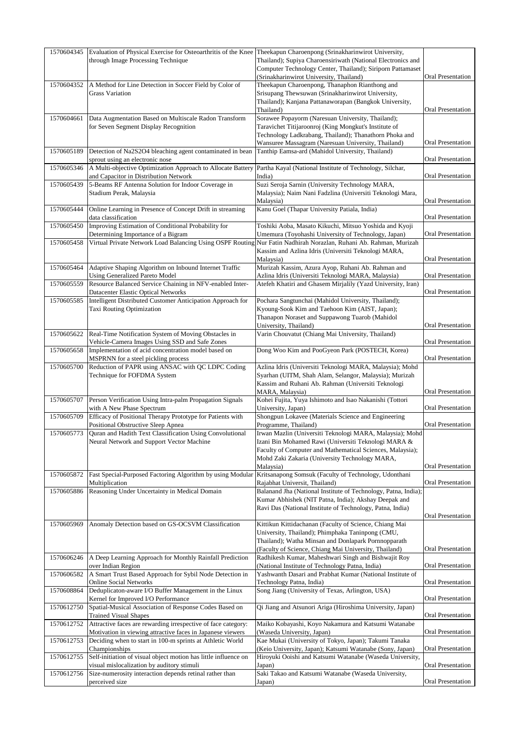| | | | |
|---|---|---|---|
| 1570604345 | Evaluation of Physical Exercise for Osteoarthritis of the Knee through Image Processing Technique | Theekapun Charoenpong (Srinakharinwirot University, Thailand); Supiya Charoensiriwath (National Electronics and Computer Technology Center, Thailand); Siriporn Pattamaset (Srinakharinwirot University, Thailand) | Oral Presentation |
| 1570604352 | A Method for Line Detection in Soccer Field by Color of Grass Variation | Theekapun Charoenpong, Thanaphon Rianthong and Srisupang Thewsuwan (Srinakharinwirot University, Thailand); Kanjana Pattanaworapan (Bangkok University, Thailand) | Oral Presentation |
| 1570604661 | Data Augmentation Based on Multiscale Radon Transform for Seven Segment Display Recognition | Sorawee Popayorm (Naresuan University, Thailand); Taravichet Titijaroonroj (King Mongkut's Institute of Technology Ladkrabang, Thailand); Thanathorn Phoka and Wansuree Massagram (Naresuan University, Thailand) | Oral Presentation |
| 1570605189 | Detection of Na2S2O4 bleaching agent contaminated in bean sprout using an electronic nose | Tanthip Eamsa-ard (Mahidol University, Thailand) | Oral Presentation |
| 1570605346 | A Multi-objective Optimization Approach to Allocate Battery and Capacitor in Distribution Network | Partha Kayal (National Institute of Technology, Silchar, India) | Oral Presentation |
| 1570605439 | 5-Beams RF Antenna Solution for Indoor Coverage in Stadium Perak, Malaysia | Suzi Seroja Sarnin (University Technology MARA, Malaysia); Naim Nani Fadzlina (Universiti Teknologi Mara, Malaysia) | Oral Presentation |
| 1570605444 | Online Learning in Presence of Concept Drift in streaming data classification | Kanu Goel (Thapar University Patiala, India) | Oral Presentation |
| 1570605450 | Improving Estimation of Conditional Probability for Determining Importance of a Bigram | Toshiki Aoba, Masato Kikuchi, Mitsuo Yoshida and Kyoji Umemura (Toyohashi University of Technology, Japan) | Oral Presentation |
| 1570605458 | Virtual Private Network Load Balancing Using OSPF Routing | Nur Fatin Nadhirah Norazlan, Ruhani Ab. Rahman, Murizah Kassim and Azlina Idris (Universiti Teknologi MARA, Malaysia) | Oral Presentation |
| 1570605464 | Adaptive Shaping Algorithm on Inbound Internet Traffic Using Generalized Pareto Model | Murizah Kassim, Azura Ayop, Ruhani Ab. Rahman and Azlina Idris (Universiti Teknologi MARA, Malaysia) | Oral Presentation |
| 1570605559 | Resource Balanced Service Chaining in NFV-enabled Inter-Datacenter Elastic Optical Networks | Atefeh Khatiri and Ghasem Mirjalily (Yazd University, Iran) | Oral Presentation |
| 1570605585 | Intelligent Distributed Customer Anticipation Approach for Taxi Routing Optimization | Pochara Sangtunchai (Mahidol University, Thailand); Kyoung-Sook Kim and Taehoon Kim (AIST, Japan); Thanapon Noraset and Suppawong Tuarob (Mahidol University, Thailand) | Oral Presentation |
| 1570605622 | Real-Time Notification System of Moving Obstacles in Vehicle-Camera Images Using SSD and Safe Zones | Varin Chouvatut (Chiang Mai University, Thailand) | Oral Presentation |
| 1570605658 | Implementation of acid concentration model based on MSPRNN for a steel pickling process | Dong Woo Kim and PooGyeon Park (POSTECH, Korea) | Oral Presentation |
| 1570605700 | Reduction of PAPR using ANSAC with QC LDPC Coding Technique for FOFDMA System | Azlina Idris (Universiti Teknologi MARA, Malaysia); Mohd Syarhan (UITM, Shah Alam, Selangor, Malaysia); Murizah Kassim and Ruhani Ab. Rahman (Universiti Teknologi MARA, Malaysia) | Oral Presentation |
| 1570605707 | Person Verification Using Intra-palm Propagation Signals with A New Phase Spectrum | Kohei Fujita, Yuya Ishimoto and Isao Nakanishi (Tottori University, Japan) | Oral Presentation |
| 1570605709 | Efficacy of Positional Therapy Prototype for Patients with Positional Obstructive Sleep Apnea | Shongpun Lokavee (Materials Science and Engineering Programme, Thailand) | Oral Presentation |
| 1570605773 | Quran and Hadith Text Classification Using Convolutional Neural Network and Support Vector Machine | Irwan Mazlin (Universiti Teknologi MARA, Malaysia); Mohd Izani Bin Mohamed Rawi (Universiti Teknologi MARA & Faculty of Computer and Mathematical Sciences, Malaysia); Mohd Zaki Zakaria (University Technology MARA, Malaysia) | Oral Presentation |
| 1570605872 | Fast Special-Purposed Factoring Algorithm by using Modular Multiplication | Kritsanapong Somsuk (Faculty of Technology, Udonthani Rajabhat Universit, Thailand) | Oral Presentation |
| 1570605886 | Reasoning Under Uncertainty in Medical Domain | Balanand Jha (National Institute of Technology, Patna, India); Kumar Abhishek (NIT Patna, India); Akshay Deepak and Ravi Das (National Institute of Technology, Patna, India) | Oral Presentation |
| 1570605969 | Anomaly Detection based on GS-OCSVM Classification | Kittikun Kittidachanan (Faculty of Science, Chiang Mai University, Thailand); Phimphaka Taninpong (CMU, Thailand); Watha Minsan and Donlapark Pornnopparath (Faculty of Science, Chiang Mai University, Thailand) | Oral Presentation |
| 1570606246 | A Deep Learning Approach for Monthly Rainfall Prediction over Indian Region | Radhikesh Kumar, Maheshwari Singh and Bishwajit Roy (National Institute of Technology Patna, India) | Oral Presentation |
| 1570606582 | A Smart Trust Based Approach for Sybil Node Detection in Online Social Networks | Yashwanth Dasari and Prabhat Kumar (National Institute of Technology Patna, India) | Oral Presentation |
| 1570608864 | Deduplicaton-aware I/O Buffer Management in the Linux Kernel for Improved I/O Performance | Song Jiang (University of Texas, Arlington, USA) | Oral Presentation |
| 1570612750 | Spatial-Musical Association of Response Codes Based on Trained Visual Shapes | Qi Jiang and Atsunori Ariga (Hiroshima University, Japan) | Oral Presentation |
| 1570612752 | Attractive faces are rewarding irrespective of face category: Motivation in viewing attractive faces in Japanese viewers | Maiko Kobayashi, Koyo Nakamura and Katsumi Watanabe (Waseda University, Japan) | Oral Presentation |
| 1570612753 | Deciding when to start in 100-m sprints at Athletic World Championships | Kae Mukai (University of Tokyo, Japan); Takumi Tanaka (Keio University, Japan); Katsumi Watanabe (Sony, Japan) | Oral Presentation |
| 1570612755 | Self-initiation of visual object motion has little influence on visual mislocalization by auditory stimuli | Hiroyuki Ooishi and Katsumi Watanabe (Waseda University, Japan) | Oral Presentation |
| 1570612756 | Size-numerosity interaction depends retinal rather than perceived size | Saki Takao and Katsumi Watanabe (Waseda University, Japan) | Oral Presentation |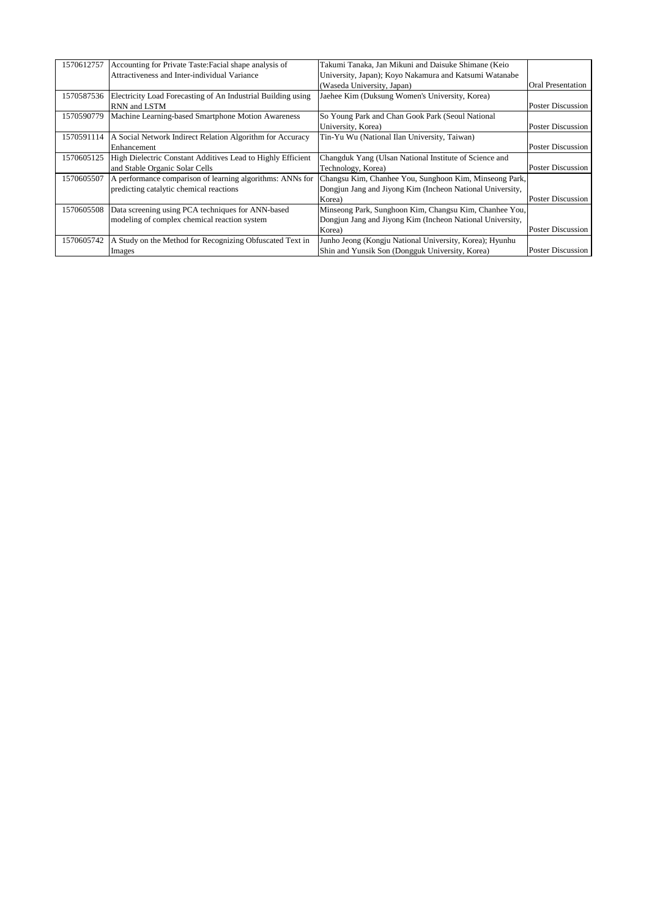| | | | |
|---|---|---|---|
| 1570612757 | Accounting for Private Taste:Facial shape analysis of Attractiveness and Inter-individual Variance | Takumi Tanaka, Jan Mikuni and Daisuke Shimane (Keio University, Japan); Koyo Nakamura and Katsumi Watanabe (Waseda University, Japan) | Oral Presentation |
| 1570587536 | Electricity Load Forecasting of An Industrial Building using RNN and LSTM | Jaehee Kim (Duksung Women's University, Korea) | Poster Discussion |
| 1570590779 | Machine Learning-based Smartphone Motion Awareness | So Young Park and Chan Gook Park (Seoul National University, Korea) | Poster Discussion |
| 1570591114 | A Social Network Indirect Relation Algorithm for Accuracy Enhancement | Tin-Yu Wu (National Ilan University, Taiwan) | Poster Discussion |
| 1570605125 | High Dielectric Constant Additives Lead to Highly Efficient and Stable Organic Solar Cells | Changduk Yang (Ulsan National Institute of Science and Technology, Korea) | Poster Discussion |
| 1570605507 | A performance comparison of learning algorithms: ANNs for predicting catalytic chemical reactions | Changsu Kim, Chanhee You, Sunghoon Kim, Minseong Park, Dongjun Jang and Jiyong Kim (Incheon National University, Korea) | Poster Discussion |
| 1570605508 | Data screening using PCA techniques for ANN-based modeling of complex chemical reaction system | Minseong Park, Sunghoon Kim, Changsu Kim, Chanhee You, Dongjun Jang and Jiyong Kim (Incheon National University, Korea) | Poster Discussion |
| 1570605742 | A Study on the Method for Recognizing Obfuscated Text in Images | Junho Jeong (Kongju National University, Korea); Hyunhu Shin and Yunsik Son (Dongguk University, Korea) | Poster Discussion |